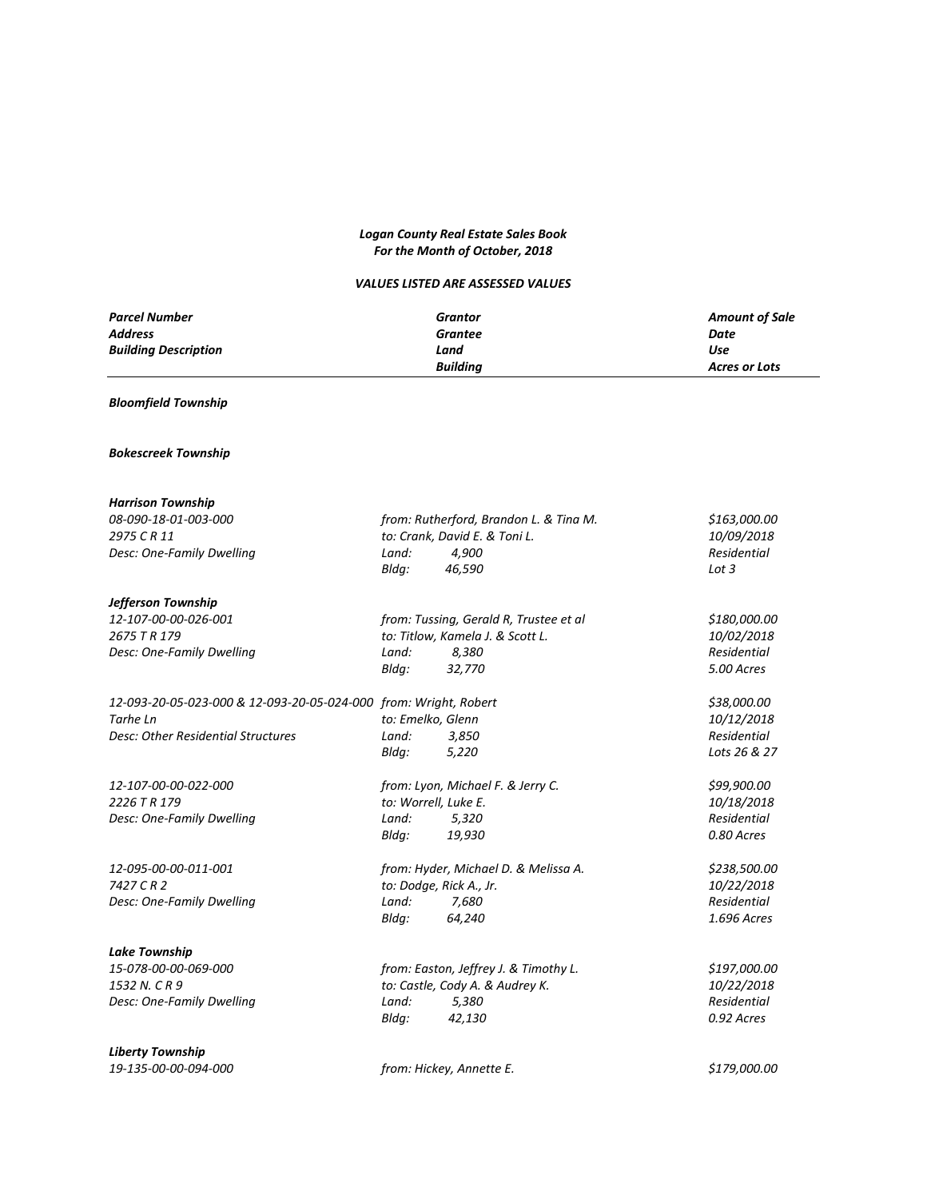***Logan County Real Estate Sales Book***
***For the Month of October, 2018***

***VALUES LISTED ARE ASSESSED VALUES***

| *Parcel Number*<br>*Address*<br>*Building Description* | *Grantor*<br>*Grantee*<br>*Land*<br>*Building* | *Amount of Sale*<br>*Date*<br>*Use*<br>*Acres or Lots* |
|---|---|---|

***Bloomfield Township***

***Bokescreek Township***

***Harrison Township***

| | | |
|---|---|---|
| *08-090-18-01-003-000* | *from: Rutherford, Brandon L. & Tina M.* | *$163,000.00* |
| *2975 C R 11* | *to: Crank, David E. & Toni L.* | *10/09/2018* |
| *Desc: One-Family Dwelling* | *Land: 4,900* | *Residential* |
| | *Bldg: 46,590* | *Lot 3* |

***Jefferson Township***

| | | |
|---|---|---|
| *12-107-00-00-026-001* | *from: Tussing, Gerald R, Trustee et al* | *$180,000.00* |
| *2675 T R 179* | *to: Titlow, Kamela J. & Scott L.* | *10/02/2018* |
| *Desc: One-Family Dwelling* | *Land: 8,380* | *Residential* |
| | *Bldg: 32,770* | *5.00 Acres* |
| *12-093-20-05-023-000 & 12-093-20-05-024-000* | *from: Wright, Robert* | *$38,000.00* |
| *Tarhe Ln* | *to: Emelko, Glenn* | *10/12/2018* |
| *Desc: Other Residential Structures* | *Land: 3,850* | *Residential* |
| | *Bldg: 5,220* | *Lots 26 & 27* |
| *12-107-00-00-022-000* | *from: Lyon, Michael F. & Jerry C.* | *$99,900.00* |
| *2226 T R 179* | *to: Worrell, Luke E.* | *10/18/2018* |
| *Desc: One-Family Dwelling* | *Land: 5,320* | *Residential* |
| | *Bldg: 19,930* | *0.80 Acres* |
| *12-095-00-00-011-001* | *from: Hyder, Michael D. & Melissa A.* | *$238,500.00* |
| *7427 C R 2* | *to: Dodge, Rick A., Jr.* | *10/22/2018* |
| *Desc: One-Family Dwelling* | *Land: 7,680* | *Residential* |
| | *Bldg: 64,240* | *1.696 Acres* |

***Lake Township***

| | | |
|---|---|---|
| *15-078-00-00-069-000* | *from: Easton, Jeffrey J. & Timothy L.* | *$197,000.00* |
| *1532 N. C R 9* | *to: Castle, Cody A. & Audrey K.* | *10/22/2018* |
| *Desc: One-Family Dwelling* | *Land: 5,380* | *Residential* |
| | *Bldg: 42,130* | *0.92 Acres* |

***Liberty Township***

| | | |
|---|---|---|
| *19-135-00-00-094-000* | *from: Hickey, Annette E.* | *$179,000.00* |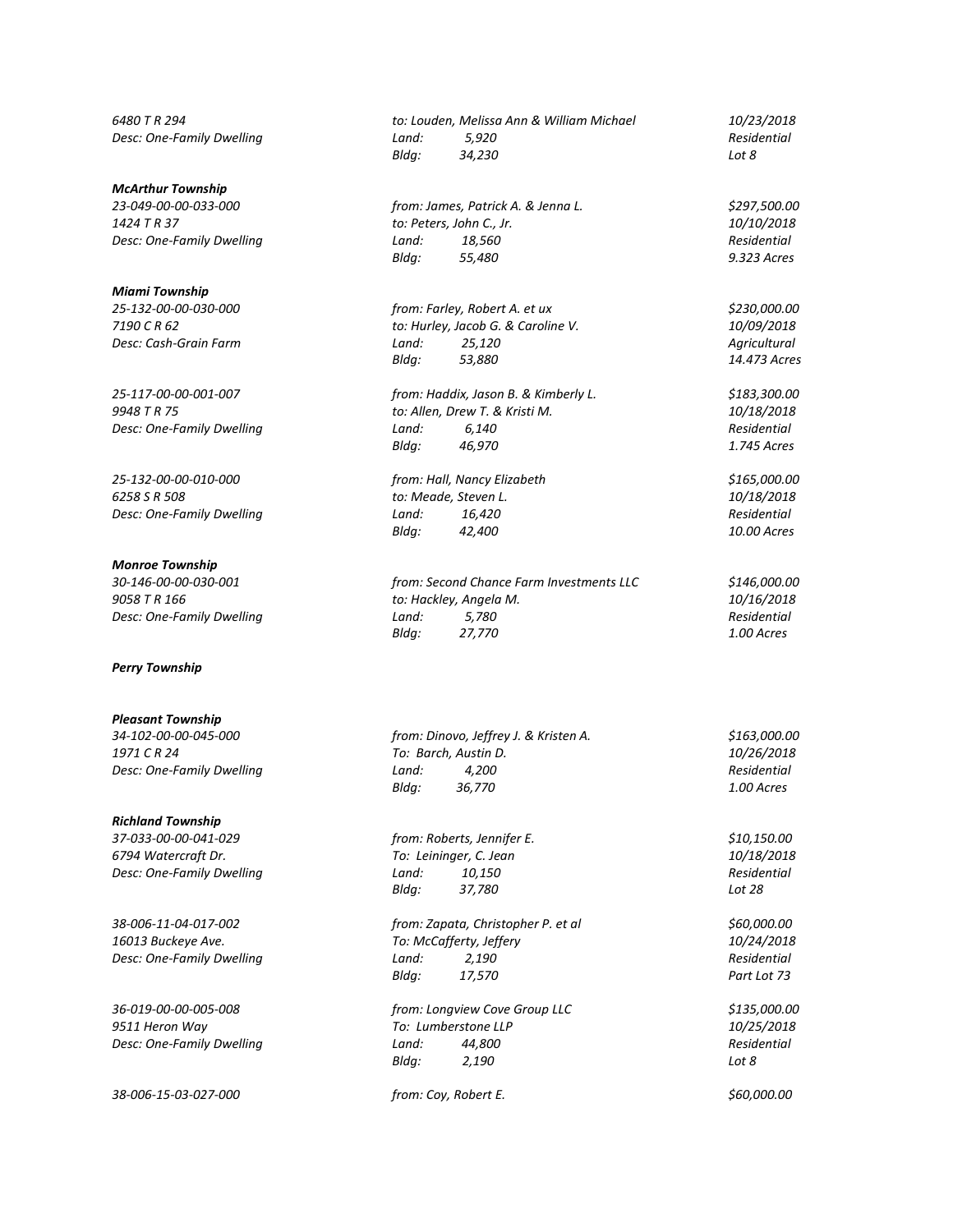*6480 T R 294* | *to: Louden, Melissa Ann & William Michael* | *10/23/2018*
*Desc: One-Family Dwelling* | *Land: 5,920* | *Residential*
*Bldg: 34,230* | *Lot 8*

***McArthur Township***

*23-049-00-00-033-000* | *from: James, Patrick A. & Jenna L.* | *$297,500.00*
*1424 T R 37* | *to: Peters, John C., Jr.* | *10/10/2018*
*Desc: One-Family Dwelling* | *Land: 18,560* | *Residential*
*Bldg: 55,480* | *9.323 Acres*

***Miami Township***

*25-132-00-00-030-000* | *from: Farley, Robert A. et ux* | *$230,000.00*
*7190 C R 62* | *to: Hurley, Jacob G. & Caroline V.* | *10/09/2018*
*Desc: Cash-Grain Farm* | *Land: 25,120* | *Agricultural*
*Bldg: 53,880* | *14.473 Acres*

*25-117-00-00-001-007* | *from: Haddix, Jason B. & Kimberly L.* | *$183,300.00*
*9948 T R 75* | *to: Allen, Drew T. & Kristi M.* | *10/18/2018*
*Desc: One-Family Dwelling* | *Land: 6,140* | *Residential*
*Bldg: 46,970* | *1.745 Acres*

*25-132-00-00-010-000* | *from: Hall, Nancy Elizabeth* | *$165,000.00*
*6258 S R 508* | *to: Meade, Steven L.* | *10/18/2018*
*Desc: One-Family Dwelling* | *Land: 16,420* | *Residential*
*Bldg: 42,400* | *10.00 Acres*

***Monroe Township***

*30-146-00-00-030-001* | *from: Second Chance Farm Investments LLC* | *$146,000.00*
*9058 T R 166* | *to: Hackley, Angela M.* | *10/16/2018*
*Desc: One-Family Dwelling* | *Land: 5,780* | *Residential*
*Bldg: 27,770* | *1.00 Acres*

***Perry Township***

***Pleasant Township***

*34-102-00-00-045-000* | *from: Dinovo, Jeffrey J. & Kristen A.* | *$163,000.00*
*1971 C R 24* | *To: Barch, Austin D.* | *10/26/2018*
*Desc: One-Family Dwelling* | *Land: 4,200* | *Residential*
*Bldg: 36,770* | *1.00 Acres*

***Richland Township***

*37-033-00-00-041-029* | *from: Roberts, Jennifer E.* | *$10,150.00*
*6794 Watercraft Dr.* | *To: Leininger, C. Jean* | *10/18/2018*
*Desc: One-Family Dwelling* | *Land: 10,150* | *Residential*
*Bldg: 37,780* | *Lot 28*

*38-006-11-04-017-002* | *from: Zapata, Christopher P. et al* | *$60,000.00*
*16013 Buckeye Ave.* | *To: McCafferty, Jeffery* | *10/24/2018*
*Desc: One-Family Dwelling* | *Land: 2,190* | *Residential*
*Bldg: 17,570* | *Part Lot 73*

*36-019-00-00-005-008* | *from: Longview Cove Group LLC* | *$135,000.00*
*9511 Heron Way* | *To: Lumberstone LLP* | *10/25/2018*
*Desc: One-Family Dwelling* | *Land: 44,800* | *Residential*
*Bldg: 2,190* | *Lot 8*

*38-006-15-03-027-000* | *from: Coy, Robert E.* | *$60,000.00*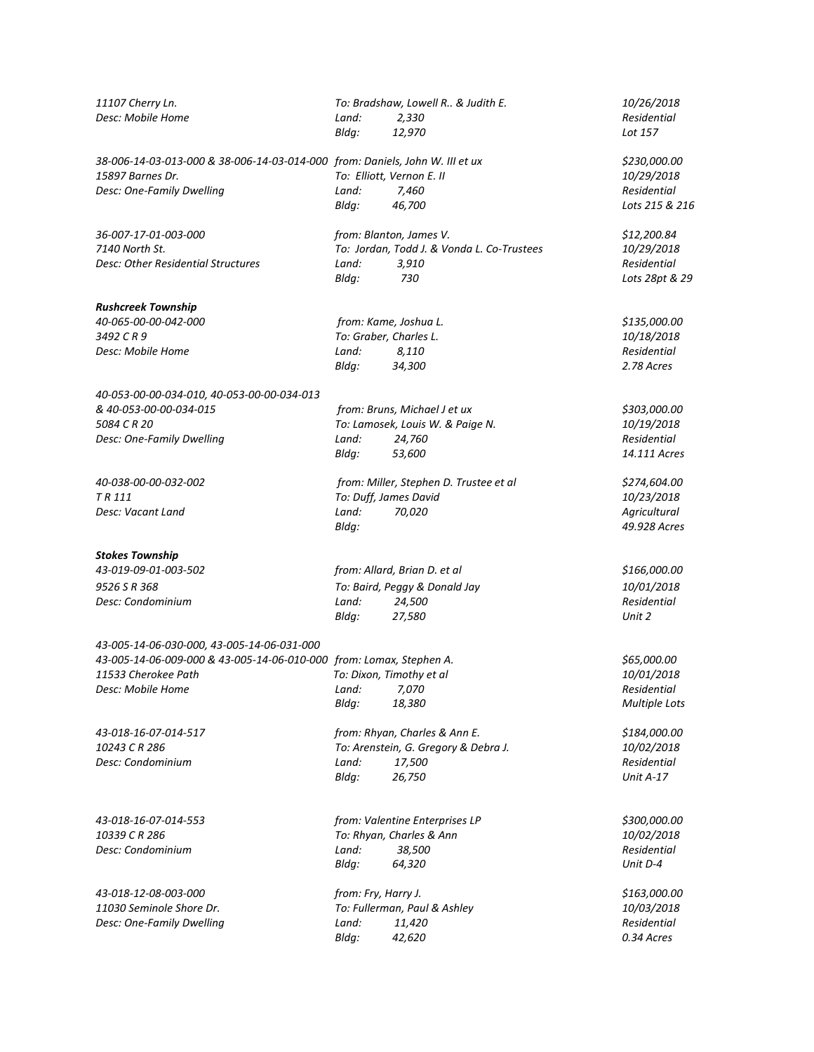*11107 Cherry Ln.* | *To: Bradshaw, Lowell R.. & Judith E.* | *10/26/2018*
*Desc: Mobile Home* | *Land: 2,330* | *Residential*
*Bldg: 12,970* | *Lot 157*

*38-006-14-03-013-000 & 38-006-14-03-014-000* *from: Daniels, John W. III et ux* *$230,000.00*
*15897 Barnes Dr.* *To: Elliott, Vernon E. II* *10/29/2018*
*Desc: One-Family Dwelling* *Land: 7,460* *Residential*
*Bldg: 46,700* *Lots 215 & 216*

*36-007-17-01-003-000* *from: Blanton, James V.* *$12,200.84*
*7140 North St.* *To: Jordan, Todd J. & Vonda L. Co-Trustees* *10/29/2018*
*Desc: Other Residential Structures* *Land: 3,910* *Residential*
*Bldg: 730* *Lots 28pt & 29*

***Rushcreek Township***

*40-065-00-00-042-000* *from: Kame, Joshua L.* *$135,000.00*
*3492 C R 9* *To: Graber, Charles L.* *10/18/2018*
*Desc: Mobile Home* *Land: 8,110* *Residential*
*Bldg: 34,300* *2.78 Acres*

*40-053-00-00-034-010, 40-053-00-00-034-013*
*& 40-053-00-00-034-015* *from: Bruns, Michael J et ux* *$303,000.00*
*5084 C R 20* *To: Lamosek, Louis W. & Paige N.* *10/19/2018*
*Desc: One-Family Dwelling* *Land: 24,760* *Residential*
*Bldg: 53,600* *14.111 Acres*

*40-038-00-00-032-002* *from: Miller, Stephen D. Trustee et al* *$274,604.00*
*T R 111* *To: Duff, James David* *10/23/2018*
*Desc: Vacant Land* *Land: 70,020* *Agricultural*
*Bldg:* *49.928 Acres*

***Stokes Township***

*43-019-09-01-003-502* *from: Allard, Brian D. et al* *$166,000.00*
*9526 S R 368* *To: Baird, Peggy & Donald Jay* *10/01/2018*
*Desc: Condominium* *Land: 24,500* *Residential*
*Bldg: 27,580* *Unit 2*

*43-005-14-06-030-000, 43-005-14-06-031-000*
*43-005-14-06-009-000 & 43-005-14-06-010-000* *from: Lomax, Stephen A.* *$65,000.00*
*11533 Cherokee Path* *To: Dixon, Timothy et al* *10/01/2018*
*Desc: Mobile Home* *Land: 7,070* *Residential*
*Bldg: 18,380* *Multiple Lots*

*43-018-16-07-014-517* *from: Rhyan, Charles & Ann E.* *$184,000.00*
*10243 C R 286* *To: Arenstein, G. Gregory & Debra J.* *10/02/2018*
*Desc: Condominium* *Land: 17,500* *Residential*
*Bldg: 26,750* *Unit A-17*

*43-018-16-07-014-553* *from: Valentine Enterprises LP* *$300,000.00*
*10339 C R 286* *To: Rhyan, Charles & Ann* *10/02/2018*
*Desc: Condominium* *Land: 38,500* *Residential*
*Bldg: 64,320* *Unit D-4*

*43-018-12-08-003-000* *from: Fry, Harry J.* *$163,000.00*
*11030 Seminole Shore Dr.* *To: Fullerman, Paul & Ashley* *10/03/2018*
*Desc: One-Family Dwelling* *Land: 11,420* *Residential*
*Bldg: 42,620* *0.34 Acres*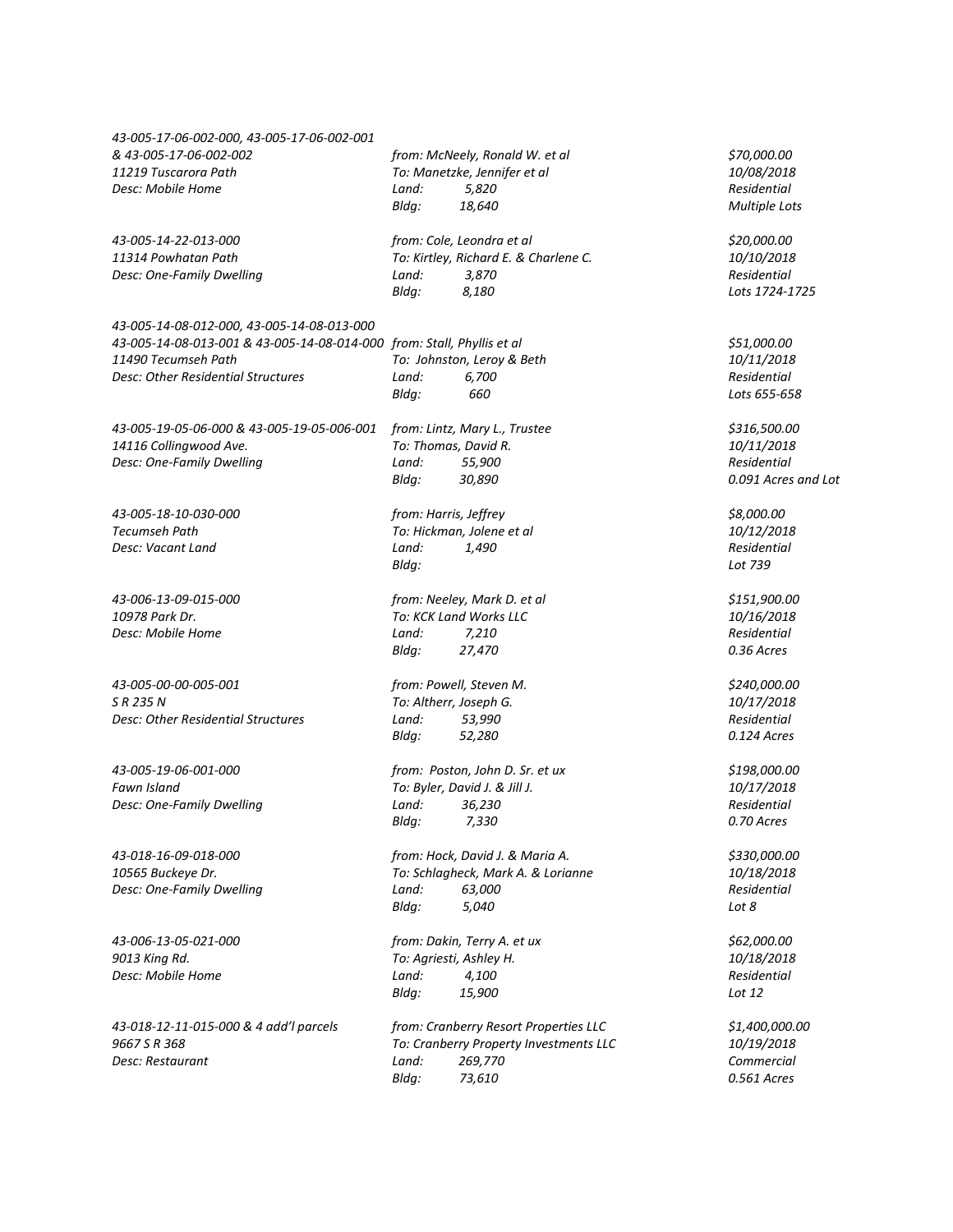*43-005-17-06-002-000, 43-005-17-06-002-001*
*& 43-005-17-06-002-002* *from: McNeely, Ronald W. et al* *$70,000.00*
*11219 Tuscarora Path* *To: Manetzke, Jennifer et al* *10/08/2018*
*Desc: Mobile Home* *Land: 5,820* *Residential*
*Bldg: 18,640* *Multiple Lots*

*43-005-14-22-013-000* *from: Cole, Leondra et al* *$20,000.00*
*11314 Powhatan Path* *To: Kirtley, Richard E. & Charlene C.* *10/10/2018*
*Desc: One-Family Dwelling* *Land: 3,870* *Residential*
*Bldg: 8,180* *Lots 1724-1725*

*43-005-14-08-012-000, 43-005-14-08-013-000*
*43-005-14-08-013-001 & 43-005-14-08-014-000* *from: Stall, Phyllis et al* *$51,000.00*
*11490 Tecumseh Path* *To: Johnston, Leroy & Beth* *10/11/2018*
*Desc: Other Residential Structures* *Land: 6,700* *Residential*
*Bldg: 660* *Lots 655-658*

*43-005-19-05-06-000 & 43-005-19-05-006-001* *from: Lintz, Mary L., Trustee* *$316,500.00*
*14116 Collingwood Ave.* *To: Thomas, David R.* *10/11/2018*
*Desc: One-Family Dwelling* *Land: 55,900* *Residential*
*Bldg: 30,890* *0.091 Acres and Lot*

*43-005-18-10-030-000* *from: Harris, Jeffrey* *$8,000.00*
*Tecumseh Path* *To: Hickman, Jolene et al* *10/12/2018*
*Desc: Vacant Land* *Land: 1,490* *Residential*
*Bldg:* *Lot 739*

*43-006-13-09-015-000* *from: Neeley, Mark D. et al* *$151,900.00*
*10978 Park Dr.* *To: KCK Land Works LLC* *10/16/2018*
*Desc: Mobile Home* *Land: 7,210* *Residential*
*Bldg: 27,470* *0.36 Acres*

*43-005-00-00-005-001* *from: Powell, Steven M.* *$240,000.00*
*S R 235 N* *To: Altherr, Joseph G.* *10/17/2018*
*Desc: Other Residential Structures* *Land: 53,990* *Residential*
*Bldg: 52,280* *0.124 Acres*

*43-005-19-06-001-000* *from: Poston, John D. Sr. et ux* *$198,000.00*
*Fawn Island* *To: Byler, David J. & Jill J.* *10/17/2018*
*Desc: One-Family Dwelling* *Land: 36,230* *Residential*
*Bldg: 7,330* *0.70 Acres*

*43-018-16-09-018-000* *from: Hock, David J. & Maria A.* *$330,000.00*
*10565 Buckeye Dr.* *To: Schlagheck, Mark A. & Lorianne* *10/18/2018*
*Desc: One-Family Dwelling* *Land: 63,000* *Residential*
*Bldg: 5,040* *Lot 8*

*43-006-13-05-021-000* *from: Dakin, Terry A. et ux* *$62,000.00*
*9013 King Rd.* *To: Agriesti, Ashley H.* *10/18/2018*
*Desc: Mobile Home* *Land: 4,100* *Residential*
*Bldg: 15,900* *Lot 12*

*43-018-12-11-015-000 & 4 add'l parcels* *from: Cranberry Resort Properties LLC* *$1,400,000.00*
*9667 S R 368* *To: Cranberry Property Investments LLC* *10/19/2018*
*Desc: Restaurant* *Land: 269,770* *Commercial*
*Bldg: 73,610* *0.561 Acres*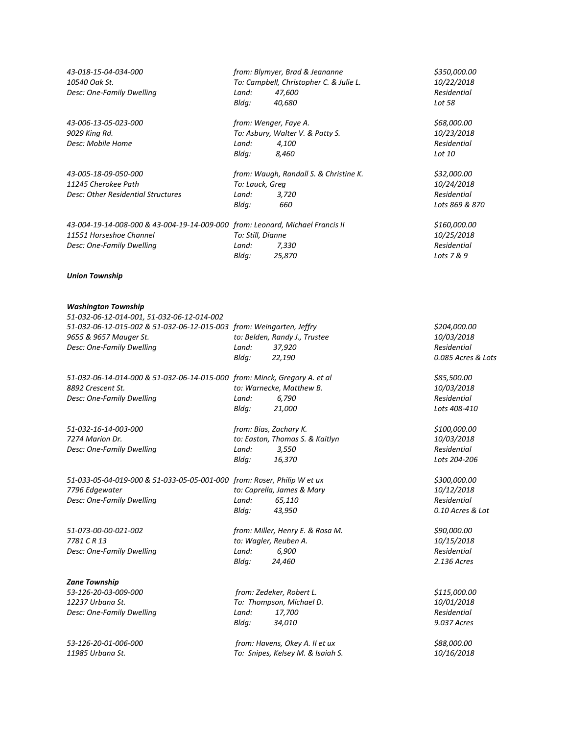*43-018-15-04-034-000* — *from: Blymyer, Brad & Jeananne* — *$350,000.00*
*10540 Oak St.* — *To: Campbell, Christopher C. & Julie L.* — *10/22/2018*
*Desc: One-Family Dwelling* — *Land: 47,600* — *Residential*
*Bldg: 40,680* — *Lot 58*

*43-006-13-05-023-000* — *from: Wenger, Faye A.* — *$68,000.00*
*9029 King Rd.* — *To: Asbury, Walter V. & Patty S.* — *10/23/2018*
*Desc: Mobile Home* — *Land: 4,100* — *Residential*
*Bldg: 8,460* — *Lot 10*

*43-005-18-09-050-000* — *from: Waugh, Randall S. & Christine K.* — *$32,000.00*
*11245 Cherokee Path* — *To: Lauck, Greg* — *10/24/2018*
*Desc: Other Residential Structures* — *Land: 3,720* — *Residential*
*Bldg: 660* — *Lots 869 & 870*

*43-004-19-14-008-000 & 43-004-19-14-009-000* — *from: Leonard, Michael Francis II* — *$160,000.00*
*11551 Horseshoe Channel* — *To: Still, Dianne* — *10/25/2018*
*Desc: One-Family Dwelling* — *Land: 7,330* — *Residential*
*Bldg: 25,870* — *Lots 7 & 9*

***Union Township***

***Washington Township***

*51-032-06-12-014-001, 51-032-06-12-014-002*
*51-032-06-12-015-002 & 51-032-06-12-015-003* — *from: Weingarten, Jeffry* — *$204,000.00*
*9655 & 9657 Mauger St.* — *to: Belden, Randy J., Trustee* — *10/03/2018*
*Desc: One-Family Dwelling* — *Land: 37,920* — *Residential*
*Bldg: 22,190* — *0.085 Acres & Lots*

*51-032-06-14-014-000 & 51-032-06-14-015-000* — *from: Minck, Gregory A. et al* — *$85,500.00*
*8892 Crescent St.* — *to: Warnecke, Matthew B.* — *10/03/2018*
*Desc: One-Family Dwelling* — *Land: 6,790* — *Residential*
*Bldg: 21,000* — *Lots 408-410*

*51-032-16-14-003-000* — *from: Bias, Zachary K.* — *$100,000.00*
*7274 Marion Dr.* — *to: Easton, Thomas S. & Kaitlyn* — *10/03/2018*
*Desc: One-Family Dwelling* — *Land: 3,550* — *Residential*
*Bldg: 16,370* — *Lots 204-206*

*51-033-05-04-019-000 & 51-033-05-05-001-000* — *from: Roser, Philip W et ux* — *$300,000.00*
*7796 Edgewater* — *to: Caprella, James & Mary* — *10/12/2018*
*Desc: One-Family Dwelling* — *Land: 65,110* — *Residential*
*Bldg: 43,950* — *0.10 Acres & Lot*

*51-073-00-00-021-002* — *from: Miller, Henry E. & Rosa M.* — *$90,000.00*
*7781 C R 13* — *to: Wagler, Reuben A.* — *10/15/2018*
*Desc: One-Family Dwelling* — *Land: 6,900* — *Residential*
*Bldg: 24,460* — *2.136 Acres*

***Zane Township***

*53-126-20-03-009-000* — *from: Zedeker, Robert L.* — *$115,000.00*
*12237 Urbana St.* — *To: Thompson, Michael D.* — *10/01/2018*
*Desc: One-Family Dwelling* — *Land: 17,700* — *Residential*
*Bldg: 34,010* — *9.037 Acres*

*53-126-20-01-006-000* — *from: Havens, Okey A. II et ux* — *$88,000.00*
*11985 Urbana St.* — *To: Snipes, Kelsey M. & Isaiah S.* — *10/16/2018*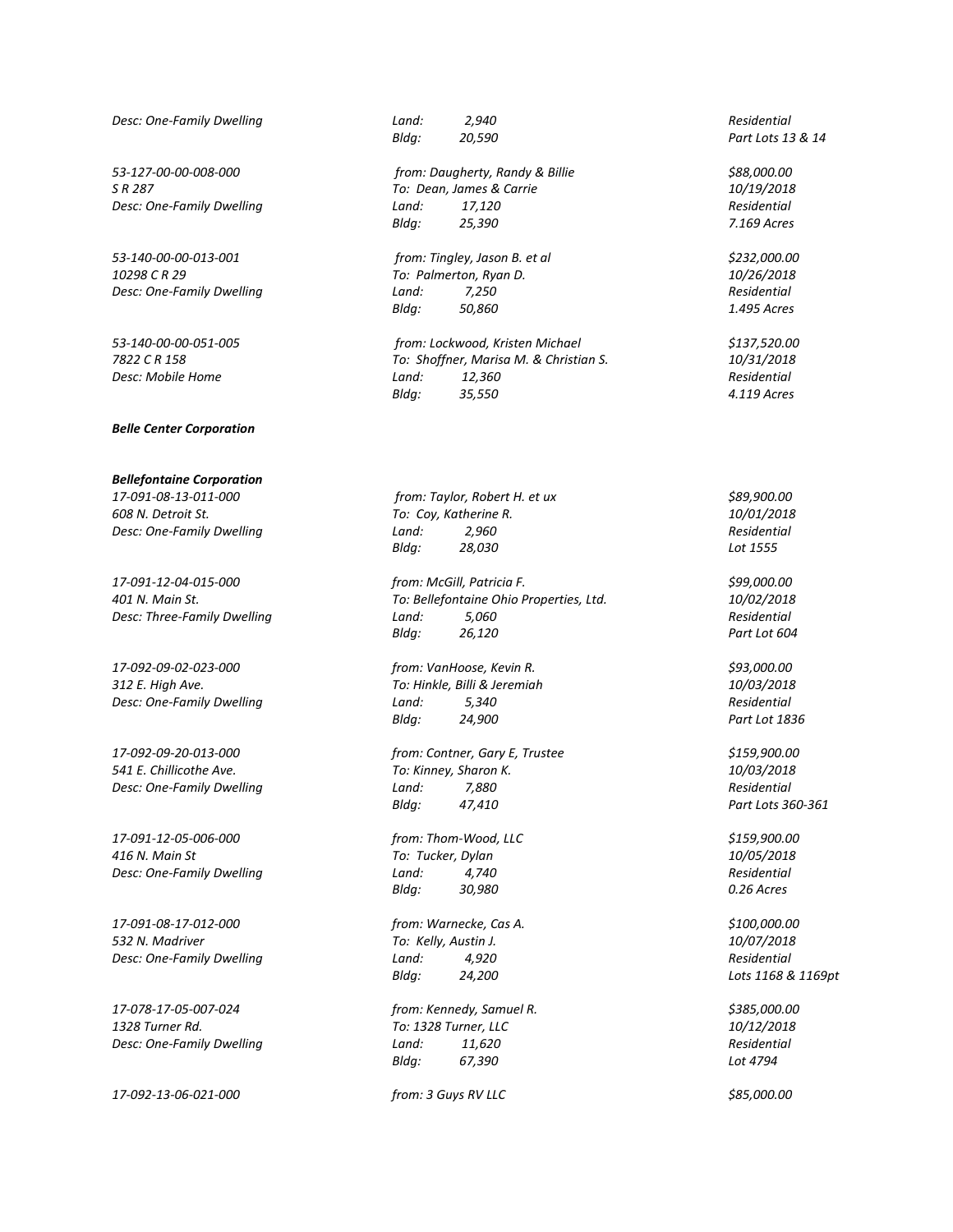*Desc: One-Family Dwelling* *Land: 2,940* *Residential*
*Bldg: 20,590* *Part Lots 13 & 14*

*53-127-00-00-008-000* *from: Daugherty, Randy & Billie* *$88,000.00*
*S R 287* *To: Dean, James & Carrie* *10/19/2018*
*Desc: One-Family Dwelling* *Land: 17,120* *Residential*
*Bldg: 25,390* *7.169 Acres*

*53-140-00-00-013-001* *from: Tingley, Jason B. et al* *$232,000.00*
*10298 C R 29* *To: Palmerton, Ryan D.* *10/26/2018*
*Desc: One-Family Dwelling* *Land: 7,250* *Residential*
*Bldg: 50,860* *1.495 Acres*

*53-140-00-00-051-005* *from: Lockwood, Kristen Michael* *$137,520.00*
*7822 C R 158* *To: Shoffner, Marisa M. & Christian S.* *10/31/2018*
*Desc: Mobile Home* *Land: 12,360* *Residential*
*Bldg: 35,550* *4.119 Acres*

***Belle Center Corporation***

***Bellefontaine Corporation***

*17-091-08-13-011-000* *from: Taylor, Robert H. et ux* *$89,900.00*
*608 N. Detroit St.* *To: Coy, Katherine R.* *10/01/2018*
*Desc: One-Family Dwelling* *Land: 2,960* *Residential*
*Bldg: 28,030* *Lot 1555*

*17-091-12-04-015-000* *from: McGill, Patricia F.* *$99,000.00*
*401 N. Main St.* *To: Bellefontaine Ohio Properties, Ltd.* *10/02/2018*
*Desc: Three-Family Dwelling* *Land: 5,060* *Residential*
*Bldg: 26,120* *Part Lot 604*

*17-092-09-02-023-000* *from: VanHoose, Kevin R.* *$93,000.00*
*312 E. High Ave.* *To: Hinkle, Billi & Jeremiah* *10/03/2018*
*Desc: One-Family Dwelling* *Land: 5,340* *Residential*
*Bldg: 24,900* *Part Lot 1836*

*17-092-09-20-013-000* *from: Contner, Gary E, Trustee* *$159,900.00*
*541 E. Chillicothe Ave.* *To: Kinney, Sharon K.* *10/03/2018*
*Desc: One-Family Dwelling* *Land: 7,880* *Residential*
*Bldg: 47,410* *Part Lots 360-361*

*17-091-12-05-006-000* *from: Thom-Wood, LLC* *$159,900.00*
*416 N. Main St* *To: Tucker, Dylan* *10/05/2018*
*Desc: One-Family Dwelling* *Land: 4,740* *Residential*
*Bldg: 30,980* *0.26 Acres*

*17-091-08-17-012-000* *from: Warnecke, Cas A.* *$100,000.00*
*532 N. Madriver* *To: Kelly, Austin J.* *10/07/2018*
*Desc: One-Family Dwelling* *Land: 4,920* *Residential*
*Bldg: 24,200* *Lots 1168 & 1169pt*

*17-078-17-05-007-024* *from: Kennedy, Samuel R.* *$385,000.00*
*1328 Turner Rd.* *To: 1328 Turner, LLC* *10/12/2018*
*Desc: One-Family Dwelling* *Land: 11,620* *Residential*
*Bldg: 67,390* *Lot 4794*

*17-092-13-06-021-000* *from: 3 Guys RV LLC* *$85,000.00*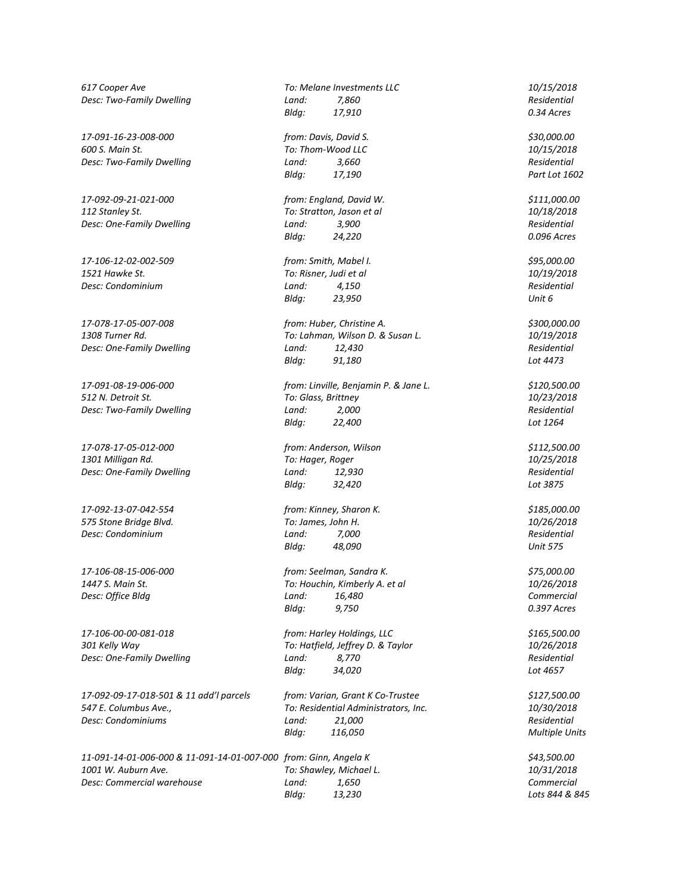*617 Cooper Ave* | *To: Melane Investments LLC* | *10/15/2018*
*Desc: Two-Family Dwelling* | *Land: 7,860* | *Residential*
*Bldg: 17,910* | *0.34 Acres*

*17-091-16-23-008-000* | *from: Davis, David S.* | *$30,000.00*
*600 S. Main St.* | *To: Thom-Wood LLC* | *10/15/2018*
*Desc: Two-Family Dwelling* | *Land: 3,660* | *Residential*
*Bldg: 17,190* | *Part Lot 1602*

*17-092-09-21-021-000* | *from: England, David W.* | *$111,000.00*
*112 Stanley St.* | *To: Stratton, Jason et al* | *10/18/2018*
*Desc: One-Family Dwelling* | *Land: 3,900* | *Residential*
*Bldg: 24,220* | *0.096 Acres*

*17-106-12-02-002-509* | *from: Smith, Mabel I.* | *$95,000.00*
*1521 Hawke St.* | *To: Risner, Judi et al* | *10/19/2018*
*Desc: Condominium* | *Land: 4,150* | *Residential*
*Bldg: 23,950* | *Unit 6*

*17-078-17-05-007-008* | *from: Huber, Christine A.* | *$300,000.00*
*1308 Turner Rd.* | *To: Lahman, Wilson D. & Susan L.* | *10/19/2018*
*Desc: One-Family Dwelling* | *Land: 12,430* | *Residential*
*Bldg: 91,180* | *Lot 4473*

*17-091-08-19-006-000* | *from: Linville, Benjamin P. & Jane L.* | *$120,500.00*
*512 N. Detroit St.* | *To: Glass, Brittney* | *10/23/2018*
*Desc: Two-Family Dwelling* | *Land: 2,000* | *Residential*
*Bldg: 22,400* | *Lot 1264*

*17-078-17-05-012-000* | *from: Anderson, Wilson* | *$112,500.00*
*1301 Milligan Rd.* | *To: Hager, Roger* | *10/25/2018*
*Desc: One-Family Dwelling* | *Land: 12,930* | *Residential*
*Bldg: 32,420* | *Lot 3875*

*17-092-13-07-042-554* | *from: Kinney, Sharon K.* | *$185,000.00*
*575 Stone Bridge Blvd.* | *To: James, John H.* | *10/26/2018*
*Desc: Condominium* | *Land: 7,000* | *Residential*
*Bldg: 48,090* | *Unit 575*

*17-106-08-15-006-000* | *from: Seelman, Sandra K.* | *$75,000.00*
*1447 S. Main St.* | *To: Houchin, Kimberly A. et al* | *10/26/2018*
*Desc: Office Bldg* | *Land: 16,480* | *Commercial*
*Bldg: 9,750* | *0.397 Acres*

*17-106-00-00-081-018* | *from: Harley Holdings, LLC* | *$165,500.00*
*301 Kelly Way* | *To: Hatfield, Jeffrey D. & Taylor* | *10/26/2018*
*Desc: One-Family Dwelling* | *Land: 8,770* | *Residential*
*Bldg: 34,020* | *Lot 4657*

*17-092-09-17-018-501 & 11 add'l parcels* | *from: Varian, Grant K Co-Trustee* | *$127,500.00*
*547 E. Columbus Ave.,* | *To: Residential Administrators, Inc.* | *10/30/2018*
*Desc: Condominiums* | *Land: 21,000* | *Residential*
*Bldg: 116,050* | *Multiple Units*

*11-091-14-01-006-000 & 11-091-14-01-007-000* | *from: Ginn, Angela K* | *$43,500.00*
*1001 W. Auburn Ave.* | *To: Shawley, Michael L.* | *10/31/2018*
*Desc: Commercial warehouse* | *Land: 1,650* | *Commercial*
*Bldg: 13,230* | *Lots 844 & 845*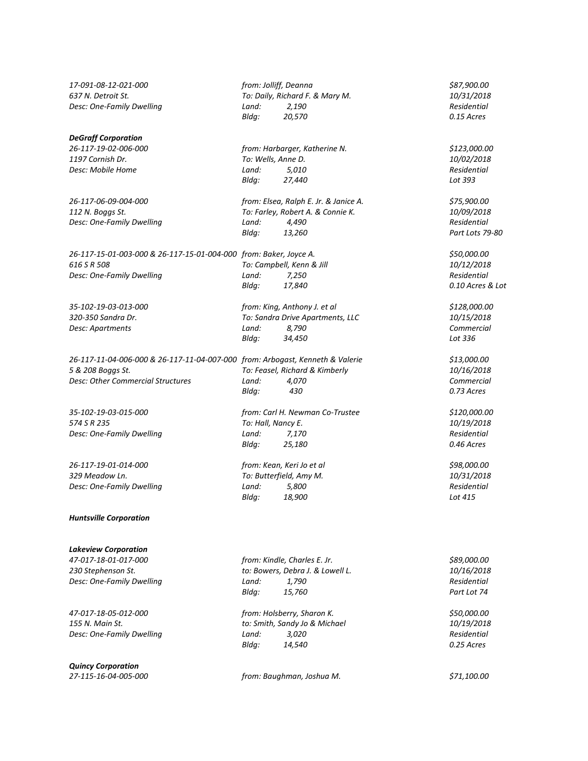*17-091-08-12-021-000* *from: Jolliff, Deanna* *$87,900.00*
*637 N. Detroit St.* *To: Daily, Richard F. & Mary M.* *10/31/2018*
*Desc: One-Family Dwelling* *Land: 2,190* *Residential*
*Bldg: 20,570* *0.15 Acres*

***DeGraff Corporation***

*26-117-19-02-006-000* *from: Harbarger, Katherine N.* *$123,000.00*
*1197 Cornish Dr.* *To: Wells, Anne D.* *10/02/2018*
*Desc: Mobile Home* *Land: 5,010* *Residential*
*Bldg: 27,440* *Lot 393*

*26-117-06-09-004-000* *from: Elsea, Ralph E. Jr. & Janice A.* *$75,900.00*
*112 N. Boggs St.* *To: Farley, Robert A. & Connie K.* *10/09/2018*
*Desc: One-Family Dwelling* *Land: 4,490* *Residential*
*Bldg: 13,260* *Part Lots 79-80*

*26-117-15-01-003-000 & 26-117-15-01-004-000* *from: Baker, Joyce A.* *$50,000.00*
*616 S R 508* *To: Campbell, Kenn & Jill* *10/12/2018*
*Desc: One-Family Dwelling* *Land: 7,250* *Residential*
*Bldg: 17,840* *0.10 Acres & Lot*

*35-102-19-03-013-000* *from: King, Anthony J. et al* *$128,000.00*
*320-350 Sandra Dr.* *To: Sandra Drive Apartments, LLC* *10/15/2018*
*Desc: Apartments* *Land: 8,790* *Commercial*
*Bldg: 34,450* *Lot 336*

*26-117-11-04-006-000 & 26-117-11-04-007-000* *from: Arbogast, Kenneth & Valerie* *$13,000.00*
*5 & 208 Boggs St.* *To: Feasel, Richard & Kimberly* *10/16/2018*
*Desc: Other Commercial Structures* *Land: 4,070* *Commercial*
*Bldg: 430* *0.73 Acres*

*35-102-19-03-015-000* *from: Carl H. Newman Co-Trustee* *$120,000.00*
*574 S R 235* *To: Hall, Nancy E.* *10/19/2018*
*Desc: One-Family Dwelling* *Land: 7,170* *Residential*
*Bldg: 25,180* *0.46 Acres*

*26-117-19-01-014-000* *from: Kean, Keri Jo et al* *$98,000.00*
*329 Meadow Ln.* *To: Butterfield, Amy M.* *10/31/2018*
*Desc: One-Family Dwelling* *Land: 5,800* *Residential*
*Bldg: 18,900* *Lot 415*

***Huntsville Corporation***

***Lakeview Corporation***

*47-017-18-01-017-000* *from: Kindle, Charles E. Jr.* *$89,000.00*
*230 Stephenson St.* *to: Bowers, Debra J. & Lowell L.* *10/16/2018*
*Desc: One-Family Dwelling* *Land: 1,790* *Residential*
*Bldg: 15,760* *Part Lot 74*

*47-017-18-05-012-000* *from: Holsberry, Sharon K.* *$50,000.00*
*155 N. Main St.* *to: Smith, Sandy Jo & Michael* *10/19/2018*
*Desc: One-Family Dwelling* *Land: 3,020* *Residential*
*Bldg: 14,540* *0.25 Acres*

***Quincy Corporation***

*27-115-16-04-005-000* *from: Baughman, Joshua M.* *$71,100.00*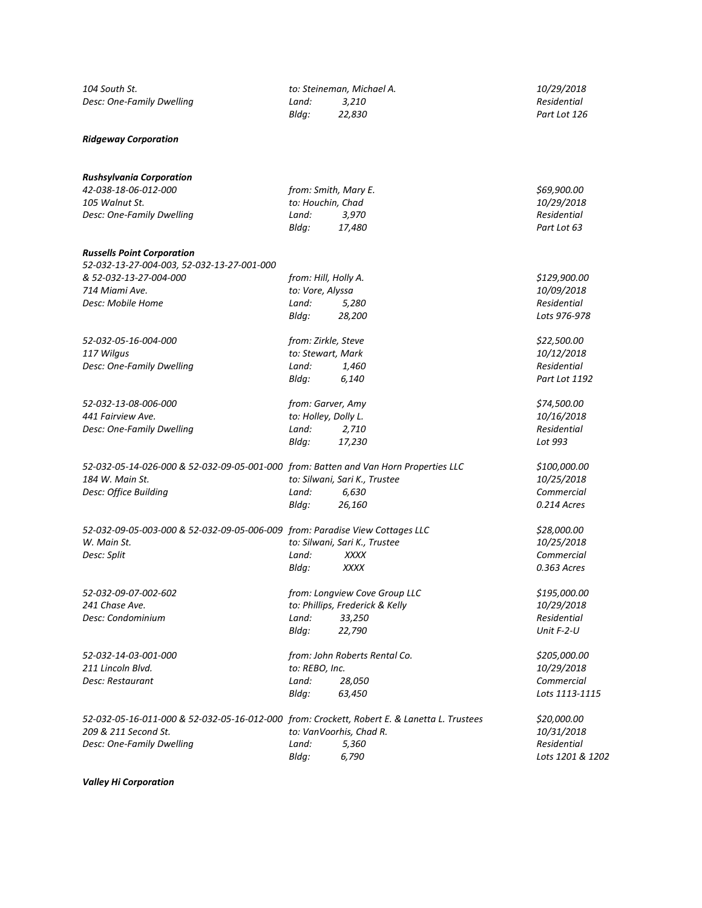*104 South St.* | *to: Steineman, Michael A.* | *10/29/2018*
*Desc: One-Family Dwelling* | *Land: 3,210* | *Residential*
| *Bldg: 22,830* | *Part Lot 126*

***Ridgeway Corporation***

***Rushsylvania Corporation***

| | | |
|---|---|---|
| *42-038-18-06-012-000* | *from: Smith, Mary E.* | *$69,900.00* |
| *105 Walnut St.* | *to: Houchin, Chad* | *10/29/2018* |
| *Desc: One-Family Dwelling* | *Land: 3,970* | *Residential* |
| | *Bldg: 17,480* | *Part Lot 63* |

***Russells Point Corporation***

| | | |
|---|---|---|
| *52-032-13-27-004-003, 52-032-13-27-001-000 & 52-032-13-27-004-000* | *from: Hill, Holly A.* | *$129,900.00* |
| *714 Miami Ave.* | *to: Vore, Alyssa* | *10/09/2018* |
| *Desc: Mobile Home* | *Land: 5,280* | *Residential* |
| | *Bldg: 28,200* | *Lots 976-978* |
| | | |
| *52-032-05-16-004-000* | *from: Zirkle, Steve* | *$22,500.00* |
| *117 Wilgus* | *to: Stewart, Mark* | *10/12/2018* |
| *Desc: One-Family Dwelling* | *Land: 1,460* | *Residential* |
| | *Bldg: 6,140* | *Part Lot 1192* |
| | | |
| *52-032-13-08-006-000* | *from: Garver, Amy* | *$74,500.00* |
| *441 Fairview Ave.* | *to: Holley, Dolly L.* | *10/16/2018* |
| *Desc: One-Family Dwelling* | *Land: 2,710* | *Residential* |
| | *Bldg: 17,230* | *Lot 993* |
| | | |
| *52-032-05-14-026-000 & 52-032-09-05-001-000* | *from: Batten and Van Horn Properties LLC* | *$100,000.00* |
| *184 W. Main St.* | *to: Silwani, Sari K., Trustee* | *10/25/2018* |
| *Desc: Office Building* | *Land: 6,630* | *Commercial* |
| | *Bldg: 26,160* | *0.214 Acres* |
| | | |
| *52-032-09-05-003-000 & 52-032-09-05-006-009* | *from: Paradise View Cottages LLC* | *$28,000.00* |
| *W. Main St.* | *to: Silwani, Sari K., Trustee* | *10/25/2018* |
| *Desc: Split* | *Land: XXXX* | *Commercial* |
| | *Bldg: XXXX* | *0.363 Acres* |
| | | |
| *52-032-09-07-002-602* | *from: Longview Cove Group LLC* | *$195,000.00* |
| *241 Chase Ave.* | *to: Phillips, Frederick & Kelly* | *10/29/2018* |
| *Desc: Condominium* | *Land: 33,250* | *Residential* |
| | *Bldg: 22,790* | *Unit F-2-U* |
| | | |
| *52-032-14-03-001-000* | *from: John Roberts Rental Co.* | *$205,000.00* |
| *211 Lincoln Blvd.* | *to: REBO, Inc.* | *10/29/2018* |
| *Desc: Restaurant* | *Land: 28,050* | *Commercial* |
| | *Bldg: 63,450* | *Lots 1113-1115* |
| | | |
| *52-032-05-16-011-000 & 52-032-05-16-012-000* | *from: Crockett, Robert E. & Lanetta L. Trustees* | *$20,000.00* |
| *209 & 211 Second St.* | *to: VanVoorhis, Chad R.* | *10/31/2018* |
| *Desc: One-Family Dwelling* | *Land: 5,360* | *Residential* |
| | *Bldg: 6,790* | *Lots 1201 & 1202* |

***Valley Hi Corporation***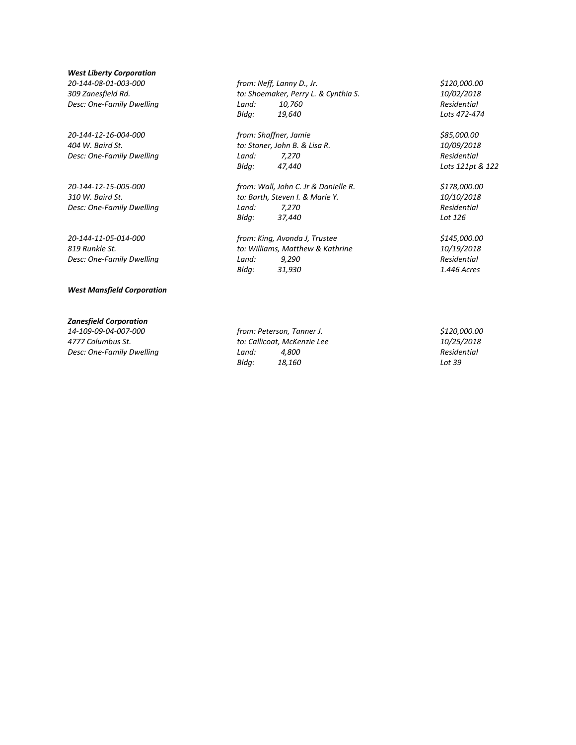***West Liberty Corporation***

| | | |
|---|---|---|
| *20-144-08-01-003-000* | *from: Neff, Lanny D., Jr.* | *$120,000.00* |
| *309 Zanesfield Rd.* | *to: Shoemaker, Perry L. & Cynthia S.* | *10/02/2018* |
| *Desc: One-Family Dwelling* | *Land: 10,760* | *Residential* |
| | *Bldg: 19,640* | *Lots 472-474* |
| *20-144-12-16-004-000* | *from: Shaffner, Jamie* | *$85,000.00* |
| *404 W. Baird St.* | *to: Stoner, John B. & Lisa R.* | *10/09/2018* |
| *Desc: One-Family Dwelling* | *Land: 7,270* | *Residential* |
| | *Bldg: 47,440* | *Lots 121pt & 122* |
| *20-144-12-15-005-000* | *from: Wall, John C. Jr & Danielle R.* | *$178,000.00* |
| *310 W. Baird St.* | *to: Barth, Steven I. & Marie Y.* | *10/10/2018* |
| *Desc: One-Family Dwelling* | *Land: 7,270* | *Residential* |
| | *Bldg: 37,440* | *Lot 126* |
| *20-144-11-05-014-000* | *from: King, Avonda J, Trustee* | *$145,000.00* |
| *819 Runkle St.* | *to: Williams, Matthew & Kathrine* | *10/19/2018* |
| *Desc: One-Family Dwelling* | *Land: 9,290* | *Residential* |
| | *Bldg: 31,930* | *1.446 Acres* |

***West Mansfield Corporation***

***Zanesfield Corporation***

| | | |
|---|---|---|
| *14-109-09-04-007-000* | *from: Peterson, Tanner J.* | *$120,000.00* |
| *4777 Columbus St.* | *to: Callicoat, McKenzie Lee* | *10/25/2018* |
| *Desc: One-Family Dwelling* | *Land: 4,800* | *Residential* |
| | *Bldg: 18,160* | *Lot 39* |